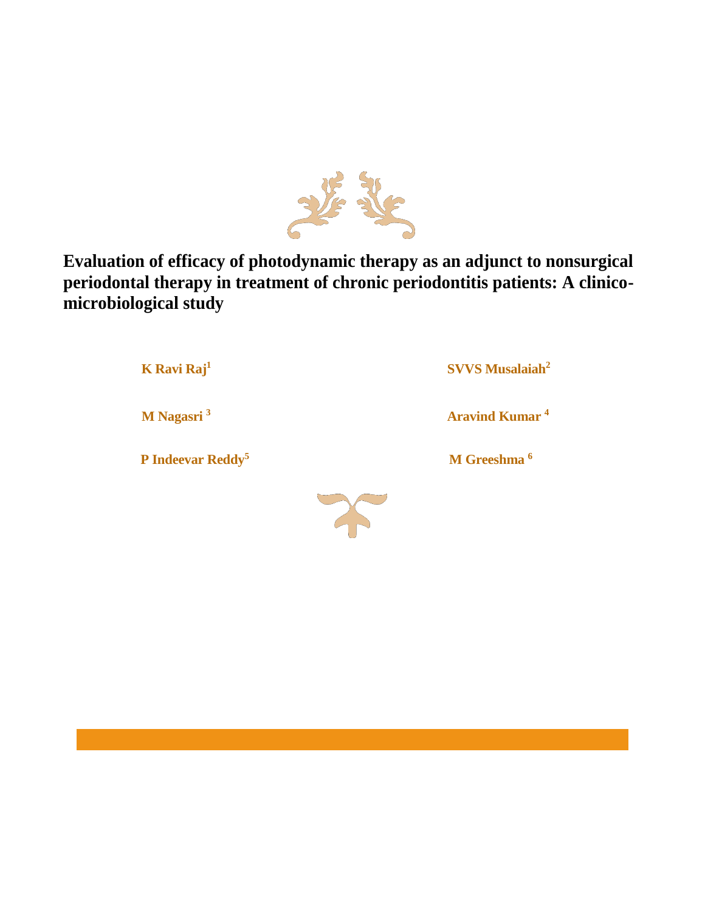# Evaluation of efficacy of photodynamic therapy as an adjunct to nonsurgical periodontal therapy in treatment of chronic periodontitis patients: A clinico-microbiological study

**K Ravi Raj**[1]

**SVVS Musalaiah**[2]

**M Nagasri**[3]

**Aravind Kumar**[4]

**P Indeevar Reddy**[5]

**M Greeshma**[6]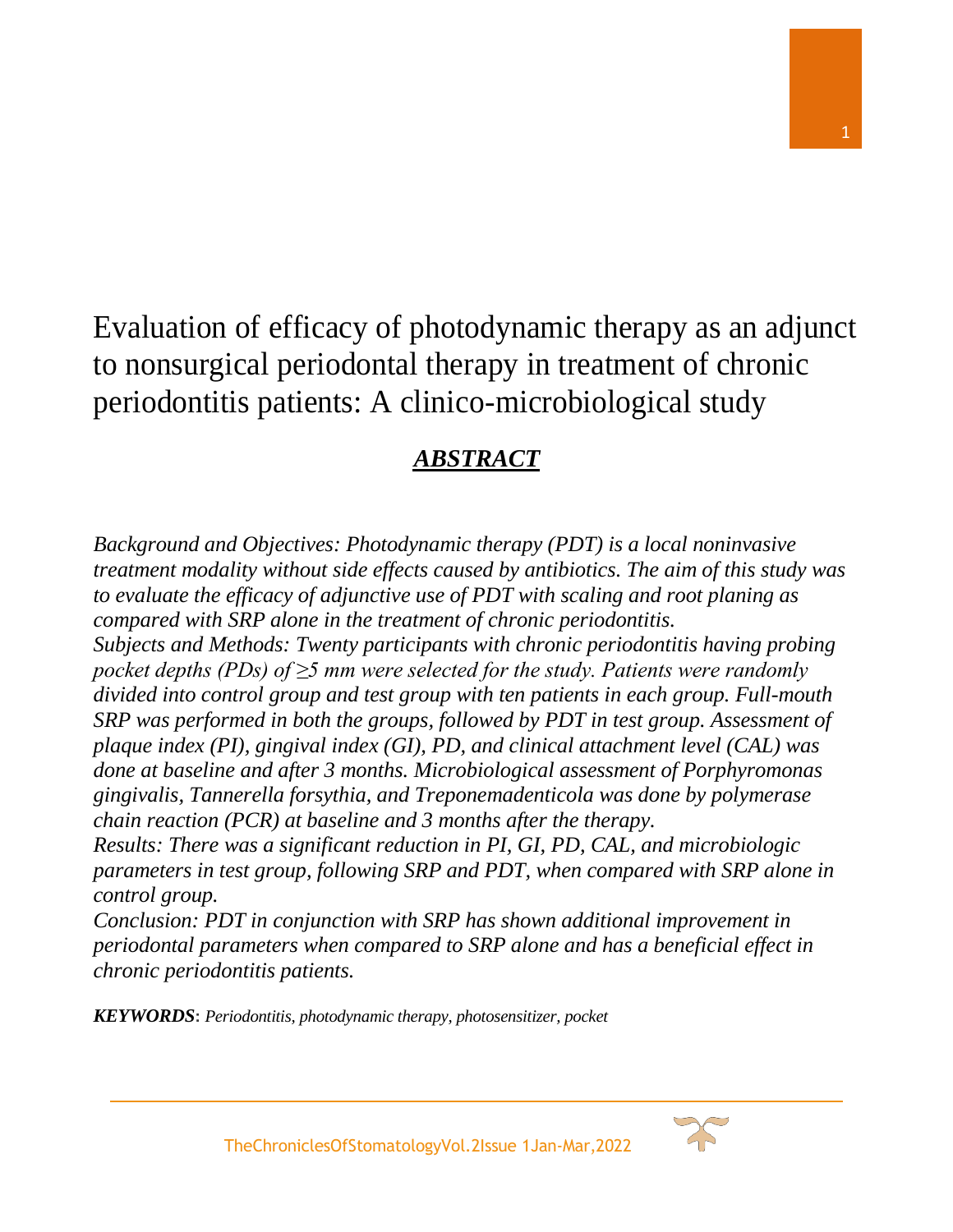# Evaluation of efficacy of photodynamic therapy as an adjunct to nonsurgical periodontal therapy in treatment of chronic periodontitis patients: A clinico-microbiological study

## *ABSTRACT*

*Background and Objectives: Photodynamic therapy (PDT) is a local noninvasive treatment modality without side effects caused by antibiotics. The aim of this study was to evaluate the efficacy of adjunctive use of PDT with scaling and root planing as compared with SRP alone in the treatment of chronic periodontitis.*

*Subjects and Methods: Twenty participants with chronic periodontitis having probing pocket depths (PDs) of ≥5 mm were selected for the study. Patients were randomly divided into control group and test group with ten patients in each group. Full-mouth SRP was performed in both the groups, followed by PDT in test group. Assessment of plaque index (PI), gingival index (GI), PD, and clinical attachment level (CAL) was done at baseline and after 3 months. Microbiological assessment of Porphyromonas gingivalis, Tannerella forsythia, and Treponemadenticola was done by polymerase chain reaction (PCR) at baseline and 3 months after the therapy.*

*Results: There was a significant reduction in PI, GI, PD, CAL, and microbiologic parameters in test group, following SRP and PDT, when compared with SRP alone in control group.*

*Conclusion: PDT in conjunction with SRP has shown additional improvement in periodontal parameters when compared to SRP alone and has a beneficial effect in chronic periodontitis patients.*

***KEYWORDS***: *Periodontitis, photodynamic therapy, photosensitizer, pocket*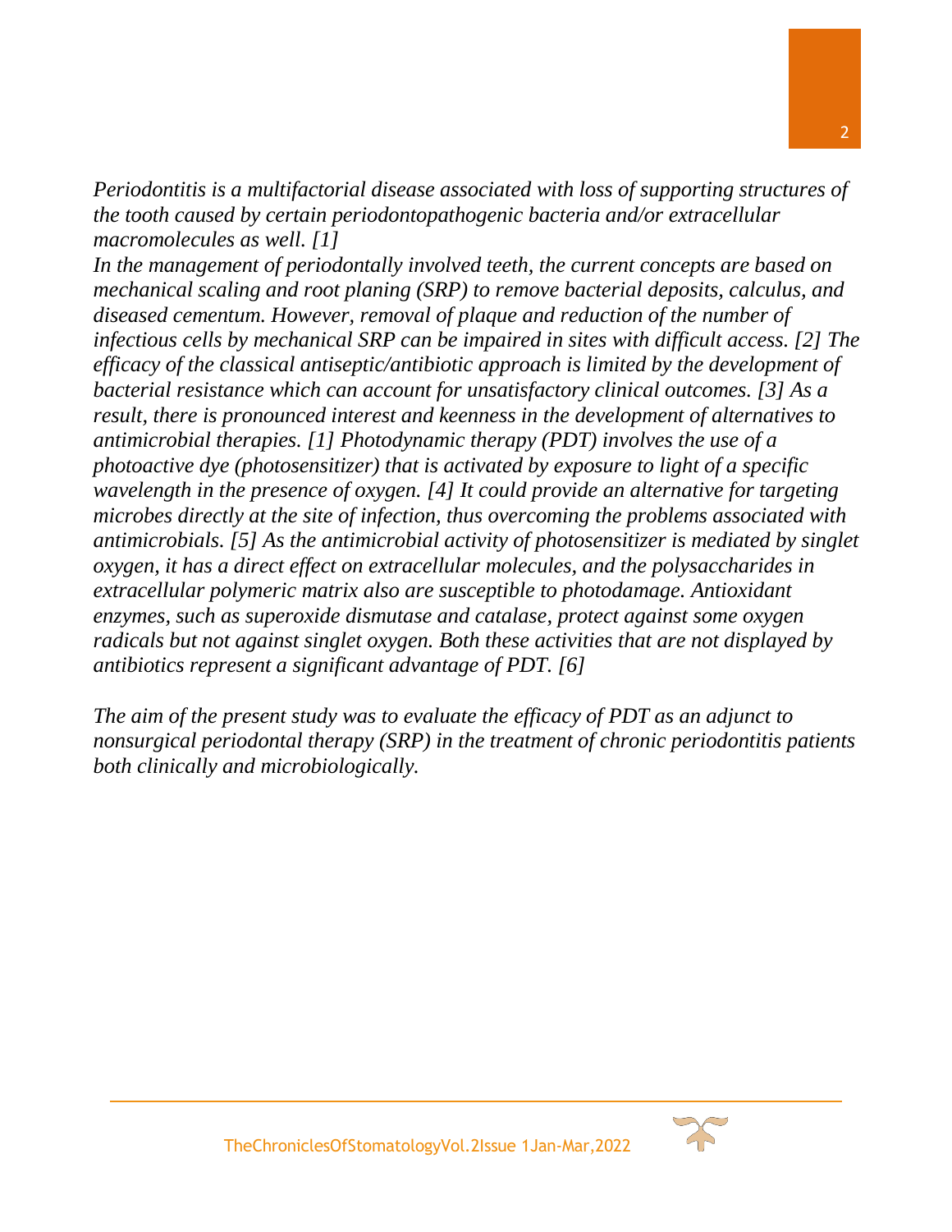*Periodontitis is a multifactorial disease associated with loss of supporting structures of the tooth caused by certain periodontopathogenic bacteria and/or extracellular macromolecules as well. [1]*

*In the management of periodontally involved teeth, the current concepts are based on mechanical scaling and root planing (SRP) to remove bacterial deposits, calculus, and diseased cementum. However, removal of plaque and reduction of the number of infectious cells by mechanical SRP can be impaired in sites with difficult access. [2] The efficacy of the classical antiseptic/antibiotic approach is limited by the development of bacterial resistance which can account for unsatisfactory clinical outcomes. [3] As a result, there is pronounced interest and keenness in the development of alternatives to antimicrobial therapies. [1] Photodynamic therapy (PDT) involves the use of a photoactive dye (photosensitizer) that is activated by exposure to light of a specific wavelength in the presence of oxygen. [4] It could provide an alternative for targeting microbes directly at the site of infection, thus overcoming the problems associated with antimicrobials. [5] As the antimicrobial activity of photosensitizer is mediated by singlet oxygen, it has a direct effect on extracellular molecules, and the polysaccharides in extracellular polymeric matrix also are susceptible to photodamage. Antioxidant enzymes, such as superoxide dismutase and catalase, protect against some oxygen radicals but not against singlet oxygen. Both these activities that are not displayed by antibiotics represent a significant advantage of PDT. [6]*

*The aim of the present study was to evaluate the efficacy of PDT as an adjunct to nonsurgical periodontal therapy (SRP) in the treatment of chronic periodontitis patients both clinically and microbiologically.*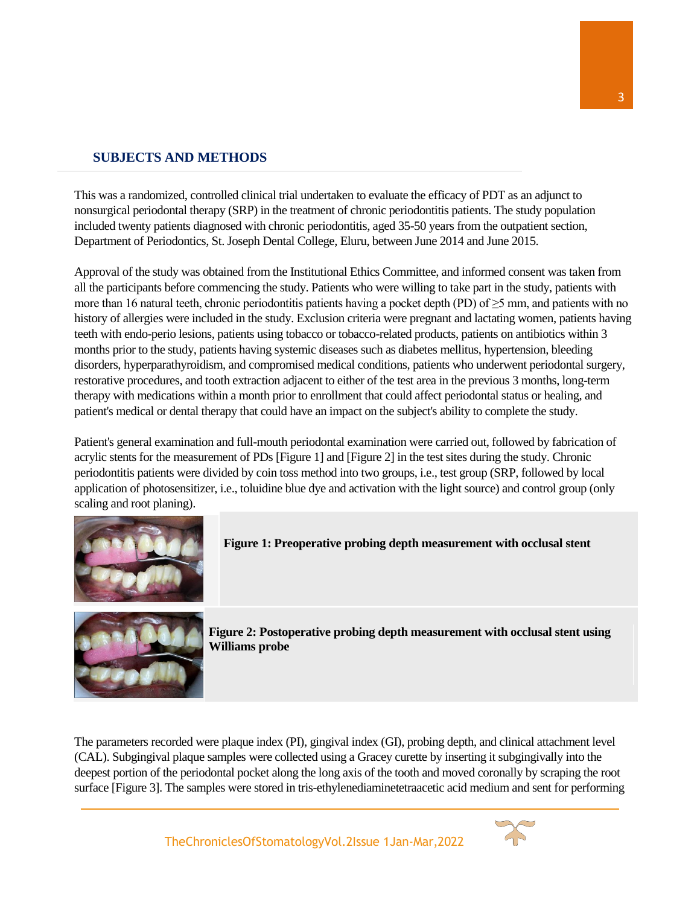## SUBJECTS AND METHODS

This was a randomized, controlled clinical trial undertaken to evaluate the efficacy of PDT as an adjunct to nonsurgical periodontal therapy (SRP) in the treatment of chronic periodontitis patients. The study population included twenty patients diagnosed with chronic periodontitis, aged 35-50 years from the outpatient section, Department of Periodontics, St. Joseph Dental College, Eluru, between June 2014 and June 2015.

Approval of the study was obtained from the Institutional Ethics Committee, and informed consent was taken from all the participants before commencing the study. Patients who were willing to take part in the study, patients with more than 16 natural teeth, chronic periodontitis patients having a pocket depth (PD) of ≥5 mm, and patients with no history of allergies were included in the study. Exclusion criteria were pregnant and lactating women, patients having teeth with endo-perio lesions, patients using tobacco or tobacco-related products, patients on antibiotics within 3 months prior to the study, patients having systemic diseases such as diabetes mellitus, hypertension, bleeding disorders, hyperparathyroidism, and compromised medical conditions, patients who underwent periodontal surgery, restorative procedures, and tooth extraction adjacent to either of the test area in the previous 3 months, long-term therapy with medications within a month prior to enrollment that could affect periodontal status or healing, and patient's medical or dental therapy that could have an impact on the subject's ability to complete the study.

Patient's general examination and full-mouth periodontal examination were carried out, followed by fabrication of acrylic stents for the measurement of PDs [Figure 1] and [Figure 2] in the test sites during the study. Chronic periodontitis patients were divided by coin toss method into two groups, i.e., test group (SRP, followed by local application of photosensitizer, i.e., toluidine blue dye and activation with the light source) and control group (only scaling and root planing).

**Figure 1: Preoperative probing depth measurement with occlusal stent**

**Figure 2: Postoperative probing depth measurement with occlusal stent using Williams probe**

The parameters recorded were plaque index (PI), gingival index (GI), probing depth, and clinical attachment level (CAL). Subgingival plaque samples were collected using a Gracey curette by inserting it subgingivally into the deepest portion of the periodontal pocket along the long axis of the tooth and moved coronally by scraping the root surface [Figure 3]. The samples were stored in tris-ethylenediaminetetraacetic acid medium and sent for performing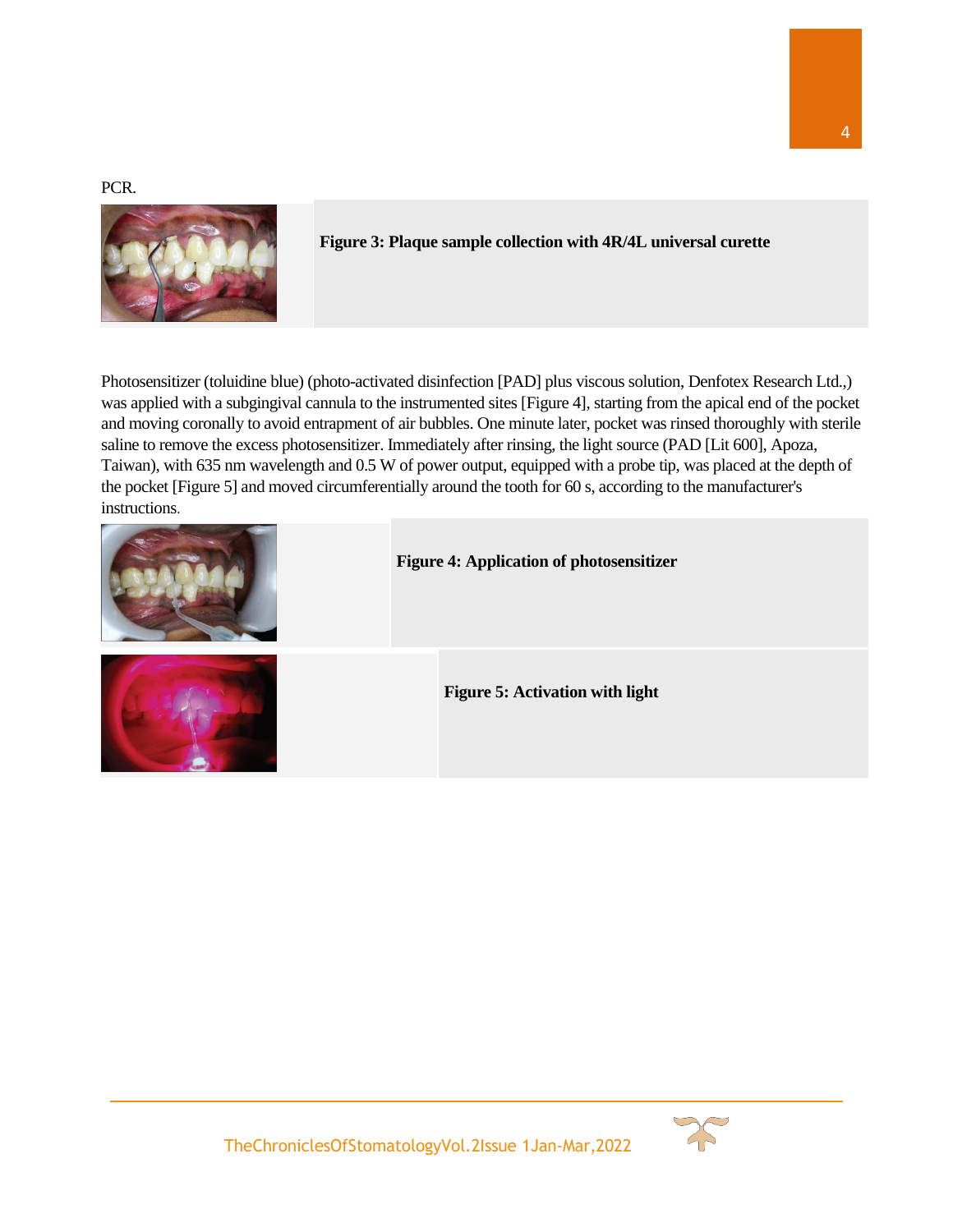PCR.

**Figure 3: Plaque sample collection with 4R/4L universal curette**

Photosensitizer (toluidine blue) (photo-activated disinfection [PAD] plus viscous solution, Denfotex Research Ltd.,) was applied with a subgingival cannula to the instrumented sites [Figure 4], starting from the apical end of the pocket and moving coronally to avoid entrapment of air bubbles. One minute later, pocket was rinsed thoroughly with sterile saline to remove the excess photosensitizer. Immediately after rinsing, the light source (PAD [Lit 600], Apoza, Taiwan), with 635 nm wavelength and 0.5 W of power output, equipped with a probe tip, was placed at the depth of the pocket [Figure 5] and moved circumferentially around the tooth for 60 s, according to the manufacturer's instructions.

**Figure 4: Application of photosensitizer**

**Figure 5: Activation with light**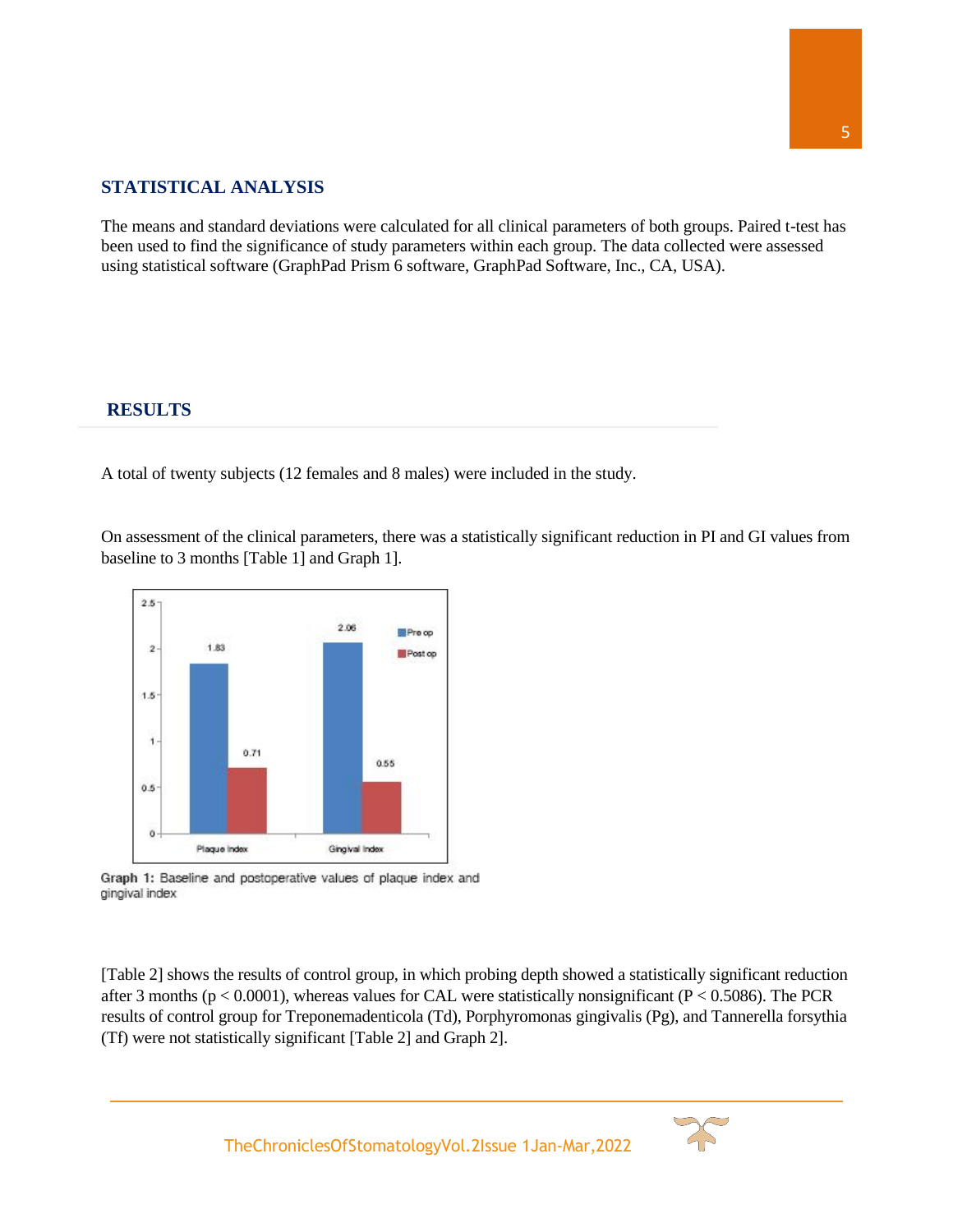## STATISTICAL ANALYSIS

The means and standard deviations were calculated for all clinical parameters of both groups. Paired t-test has been used to find the significance of study parameters within each group. The data collected were assessed using statistical software (GraphPad Prism 6 software, GraphPad Software, Inc., CA, USA).

## RESULTS

A total of twenty subjects (12 females and 8 males) were included in the study.

On assessment of the clinical parameters, there was a statistically significant reduction in PI and GI values from baseline to 3 months [Table 1] and Graph 1].

**Graph 1:** Baseline and postoperative values of plaque index and gingival index

[Table 2] shows the results of control group, in which probing depth showed a statistically significant reduction after 3 months ($p < 0.0001$), whereas values for CAL were statistically nonsignificant ($P < 0.5086$). The PCR results of control group for Treponemadenticola (Td), Porphyromonas gingivalis (Pg), and Tannerella forsythia (Tf) were not statistically significant [Table 2] and Graph 2].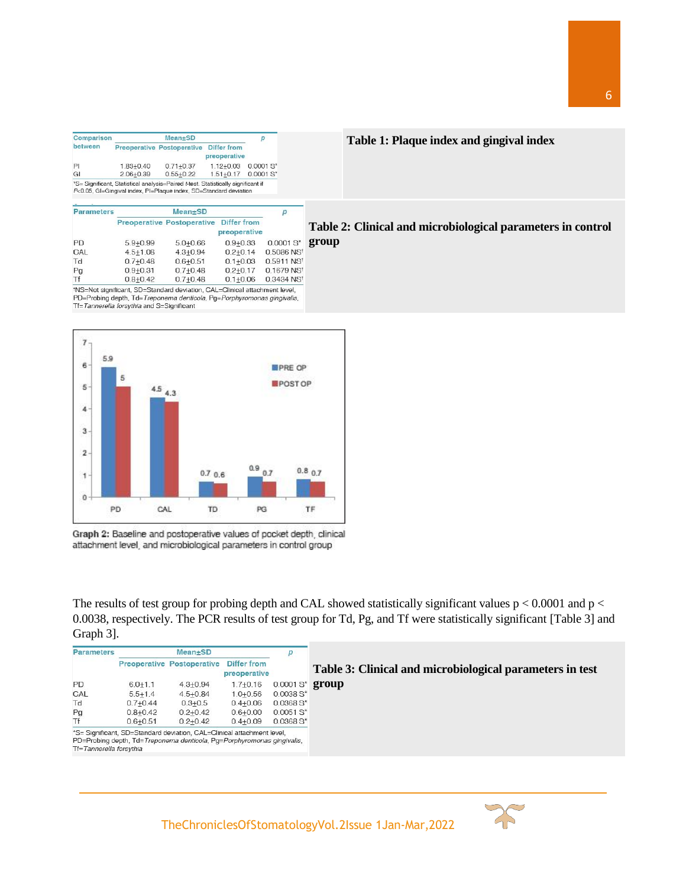**Table 1: Plaque index and gingival index**

| Comparison between | Mean±SD | | | p |
|---|---|---|---|---|
| | Preoperative | Postoperative | Differ from preoperative | |
| PI | 1.83±0.40 | 0.71±0.37 | 1.12±0.03 | 0.0001 S* |
| GI | 2.06±0.39 | 0.55±0.22 | 1.51±0.17 | 0.0001 S* |

*S= Significant, Statistical analysis=Paired *t*-test. Statistically significant if P<0.05, GI=Gingival index, PI=Plaque index, SD=Standard deviation

**Table 2: Clinical and microbiological parameters in control group**

| Parameters | Mean±SD | | | p |
|---|---|---|---|---|
| | Preoperative | Postoperative | Differ from preoperative | |
| PD | 5.9±0.99 | 5.0±0.66 | 0.9±0.33 | 0.0001 S* |
| CAL | 4.5±1.06 | 4.3±0.94 | 0.2±0.14 | 0.5086 NS† |
| Td | 0.7±0.48 | 0.6±0.51 | 0.1±0.03 | 0.5911 NS† |
| Pg | 0.9±0.31 | 0.7±0.48 | 0.2±0.17 | 0.1679 NS† |
| Tf | 0.8±0.42 | 0.7±0.48 | 0.1±0.06 | 0.3434 NS† |

†NS=Not significant, SD=Standard deviation, CAL=Clinical attachment level, PD=Probing depth, Td=*Treponema denticola*, Pg=*Porphyromonas gingivalis*, Tf=*Tannerella forsythia* and S=Significant

**Graph 2:** Baseline and postoperative values of pocket depth, clinical attachment level, and microbiological parameters in control group

The results of test group for probing depth and CAL showed statistically significant values $p < 0.0001$ and $p < 0.0038$, respectively. The PCR results of test group for Td, Pg, and Tf were statistically significant [Table 3] and Graph 3].

**Table 3: Clinical and microbiological parameters in test group**

| Parameters | Mean±SD | | | p |
|---|---|---|---|---|
| | Preoperative | Postoperative | Differ from preoperative | |
| PD | 6.0±1.1 | 4.3±0.94 | 1.7±0.16 | 0.0001 S* |
| CAL | 5.5±1.4 | 4.5±0.84 | 1.0±0.56 | 0.0038 S* |
| Td | 0.7±0.44 | 0.3±0.5 | 0.4±0.06 | 0.0368 S* |
| Pg | 0.8±0.42 | 0.2±0.42 | 0.6±0.00 | 0.0051 S* |
| Tf | 0.6±0.51 | 0.2±0.42 | 0.4±0.09 | 0.0368 S* |

*S= Significant, SD=Standard deviation, CAL=Clinical attachment level, PD=Probing depth, Td=*Treponema denticola*, Pg=*Porphyromonas gingivalis*, Tf=*Tannerella forsythia*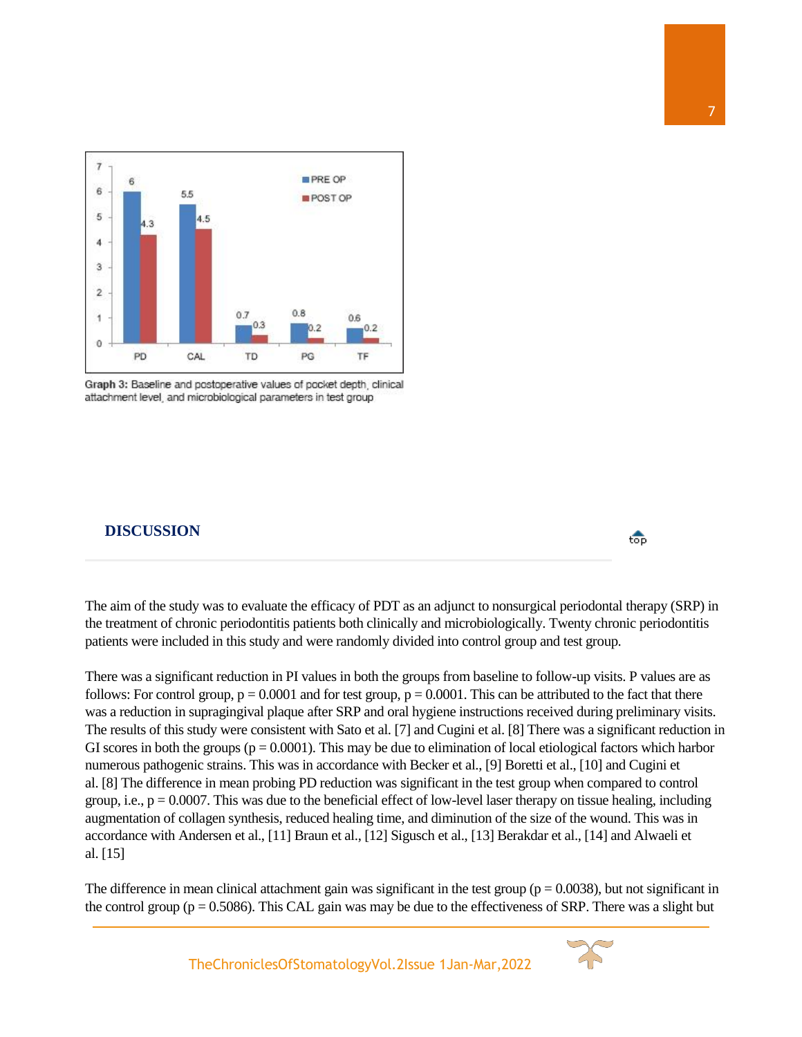Graph 3: Baseline and postoperative values of pocket depth, clinical attachment level, and microbiological parameters in test group

## DISCUSSION

The aim of the study was to evaluate the efficacy of PDT as an adjunct to nonsurgical periodontal therapy (SRP) in the treatment of chronic periodontitis patients both clinically and microbiologically. Twenty chronic periodontitis patients were included in this study and were randomly divided into control group and test group.

There was a significant reduction in PI values in both the groups from baseline to follow-up visits. P values are as follows: For control group, $p = 0.0001$ and for test group, $p = 0.0001$. This can be attributed to the fact that there was a reduction in supragingival plaque after SRP and oral hygiene instructions received during preliminary visits. The results of this study were consistent with Sato et al. [7] and Cugini et al. [8] There was a significant reduction in GI scores in both the groups ($p = 0.0001$). This may be due to elimination of local etiological factors which harbor numerous pathogenic strains. This was in accordance with Becker et al., [9] Boretti et al., [10] and Cugini et al. [8] The difference in mean probing PD reduction was significant in the test group when compared to control group, i.e., $p = 0.0007$. This was due to the beneficial effect of low-level laser therapy on tissue healing, including augmentation of collagen synthesis, reduced healing time, and diminution of the size of the wound. This was in accordance with Andersen et al., [11] Braun et al., [12] Sigusch et al., [13] Berakdar et al., [14] and Alwaeli et al. [15]

The difference in mean clinical attachment gain was significant in the test group ($p = 0.0038$), but not significant in the control group ($p = 0.5086$). This CAL gain was may be due to the effectiveness of SRP. There was a slight but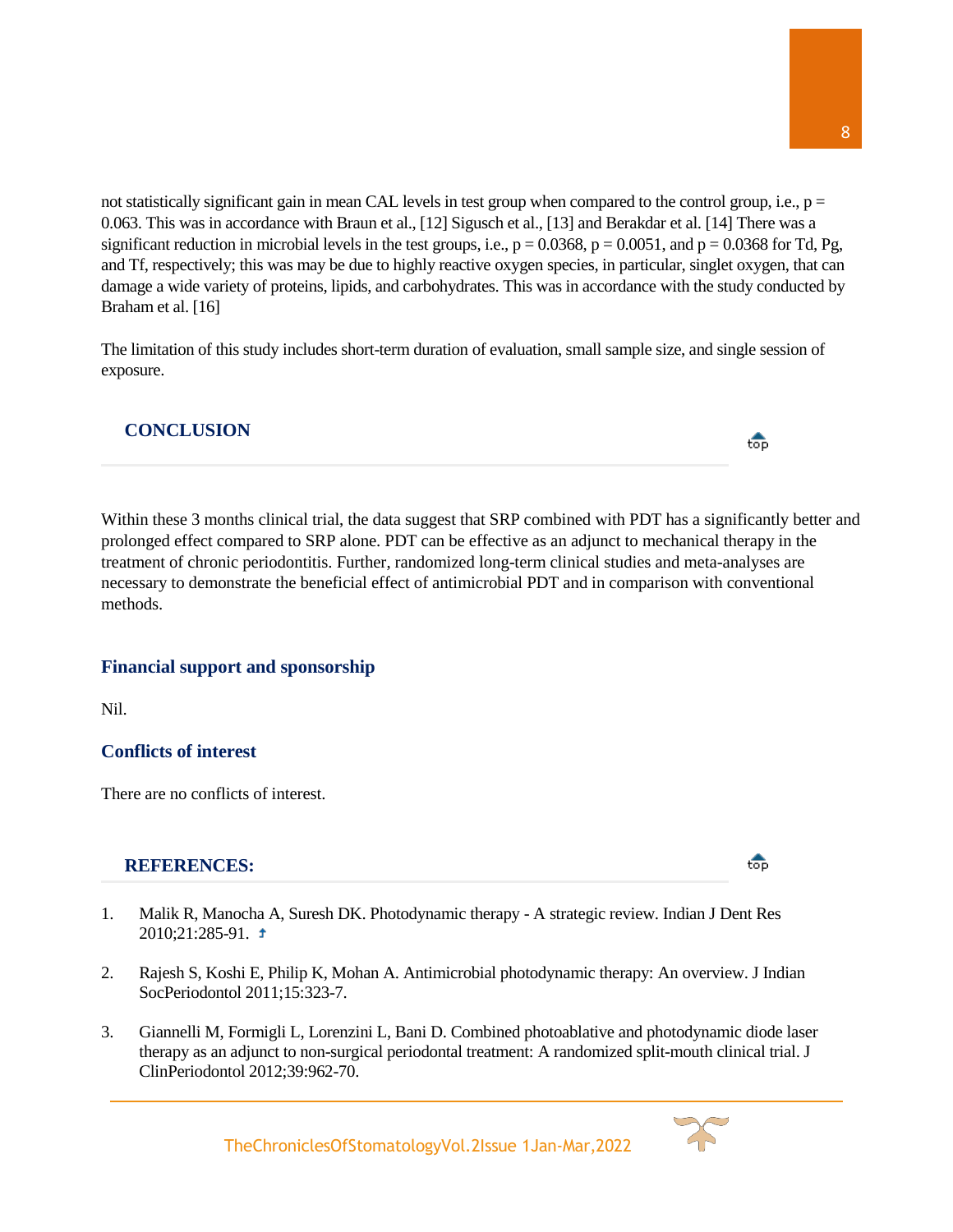not statistically significant gain in mean CAL levels in test group when compared to the control group, i.e., $p = 0.063$. This was in accordance with Braun et al., [12] Sigusch et al., [13] and Berakdar et al. [14] There was a significant reduction in microbial levels in the test groups, i.e., $p = 0.0368$, $p = 0.0051$, and $p = 0.0368$ for Td, Pg, and Tf, respectively; this was may be due to highly reactive oxygen species, in particular, singlet oxygen, that can damage a wide variety of proteins, lipids, and carbohydrates. This was in accordance with the study conducted by Braham et al. [16]

The limitation of this study includes short-term duration of evaluation, small sample size, and single session of exposure.

## CONCLUSION

Within these 3 months clinical trial, the data suggest that SRP combined with PDT has a significantly better and prolonged effect compared to SRP alone. PDT can be effective as an adjunct to mechanical therapy in the treatment of chronic periodontitis. Further, randomized long-term clinical studies and meta-analyses are necessary to demonstrate the beneficial effect of antimicrobial PDT and in comparison with conventional methods.

### Financial support and sponsorship

Nil.

### Conflicts of interest

There are no conflicts of interest.

## REFERENCES:

1. Malik R, Manocha A, Suresh DK. Photodynamic therapy - A strategic review. Indian J Dent Res 2010;21:285-91.

2. Rajesh S, Koshi E, Philip K, Mohan A. Antimicrobial photodynamic therapy: An overview. J Indian SocPeriodontol 2011;15:323-7.

3. Giannelli M, Formigli L, Lorenzini L, Bani D. Combined photoablative and photodynamic diode laser therapy as an adjunct to non-surgical periodontal treatment: A randomized split-mouth clinical trial. J ClinPeriodontol 2012;39:962-70.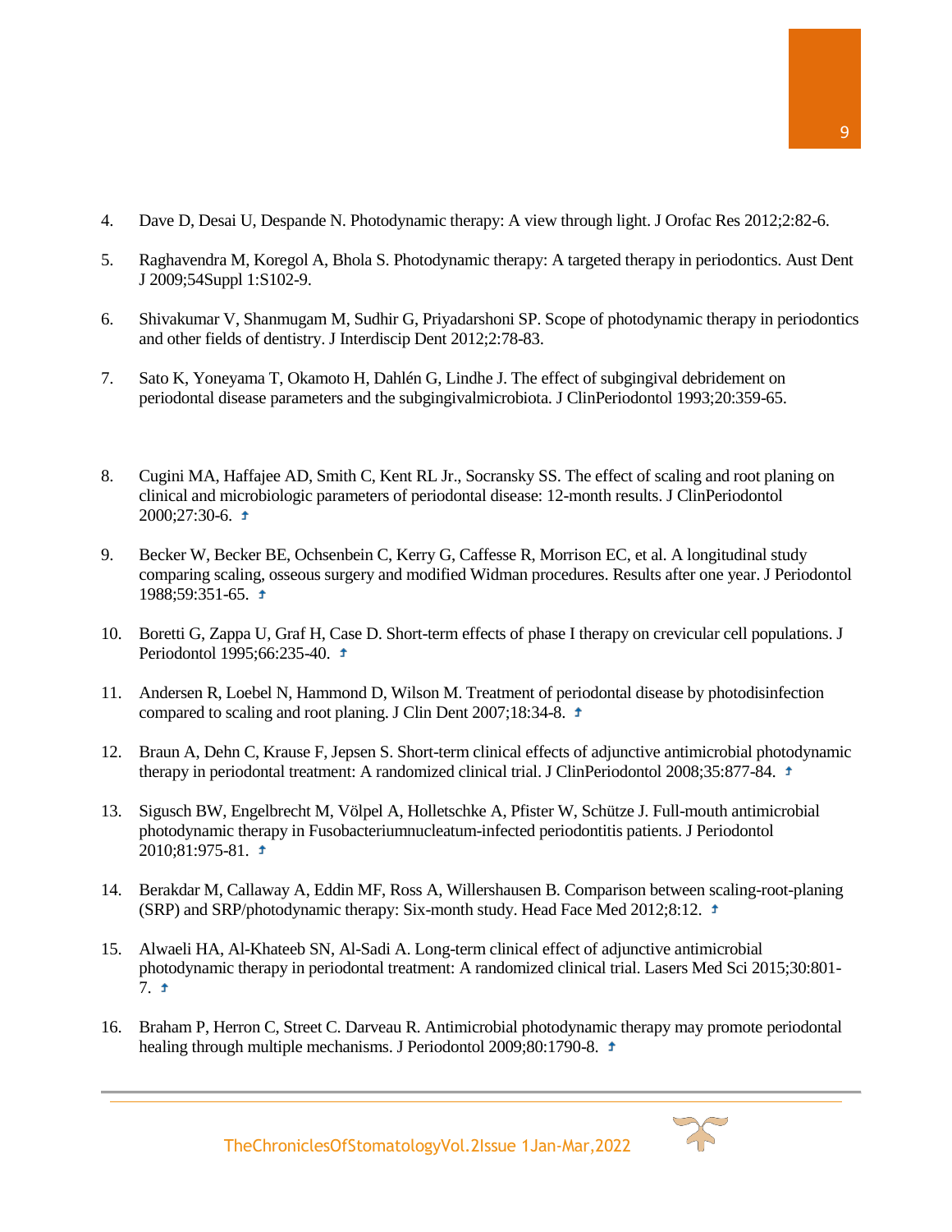4. Dave D, Desai U, Despande N. Photodynamic therapy: A view through light. J Orofac Res 2012;2:82-6.

5. Raghavendra M, Koregol A, Bhola S. Photodynamic therapy: A targeted therapy in periodontics. Aust Dent J 2009;54Suppl 1:S102-9.

6. Shivakumar V, Shanmugam M, Sudhir G, Priyadarshoni SP. Scope of photodynamic therapy in periodontics and other fields of dentistry. J Interdiscip Dent 2012;2:78-83.

7. Sato K, Yoneyama T, Okamoto H, Dahlén G, Lindhe J. The effect of subgingival debridement on periodontal disease parameters and the subgingivalmicrobiota. J ClinPeriodontol 1993;20:359-65.

8. Cugini MA, Haffajee AD, Smith C, Kent RL Jr., Socransky SS. The effect of scaling and root planing on clinical and microbiologic parameters of periodontal disease: 12-month results. J ClinPeriodontol 2000;27:30-6. ↑

9. Becker W, Becker BE, Ochsenbein C, Kerry G, Caffesse R, Morrison EC, et al. A longitudinal study comparing scaling, osseous surgery and modified Widman procedures. Results after one year. J Periodontol 1988;59:351-65. ↑

10. Boretti G, Zappa U, Graf H, Case D. Short-term effects of phase I therapy on crevicular cell populations. J Periodontol 1995;66:235-40. ↑

11. Andersen R, Loebel N, Hammond D, Wilson M. Treatment of periodontal disease by photodisinfection compared to scaling and root planing. J Clin Dent 2007;18:34-8. ↑

12. Braun A, Dehn C, Krause F, Jepsen S. Short-term clinical effects of adjunctive antimicrobial photodynamic therapy in periodontal treatment: A randomized clinical trial. J ClinPeriodontol 2008;35:877-84. ↑

13. Sigusch BW, Engelbrecht M, Völpel A, Holletschke A, Pfister W, Schütze J. Full-mouth antimicrobial photodynamic therapy in Fusobacteriumnucleatum-infected periodontitis patients. J Periodontol 2010;81:975-81. ↑

14. Berakdar M, Callaway A, Eddin MF, Ross A, Willershausen B. Comparison between scaling-root-planing (SRP) and SRP/photodynamic therapy: Six-month study. Head Face Med 2012;8:12. ↑

15. Alwaeli HA, Al-Khateeb SN, Al-Sadi A. Long-term clinical effect of adjunctive antimicrobial photodynamic therapy in periodontal treatment: A randomized clinical trial. Lasers Med Sci 2015;30:801-7. ↑

16. Braham P, Herron C, Street C. Darveau R. Antimicrobial photodynamic therapy may promote periodontal healing through multiple mechanisms. J Periodontol 2009;80:1790-8. ↑